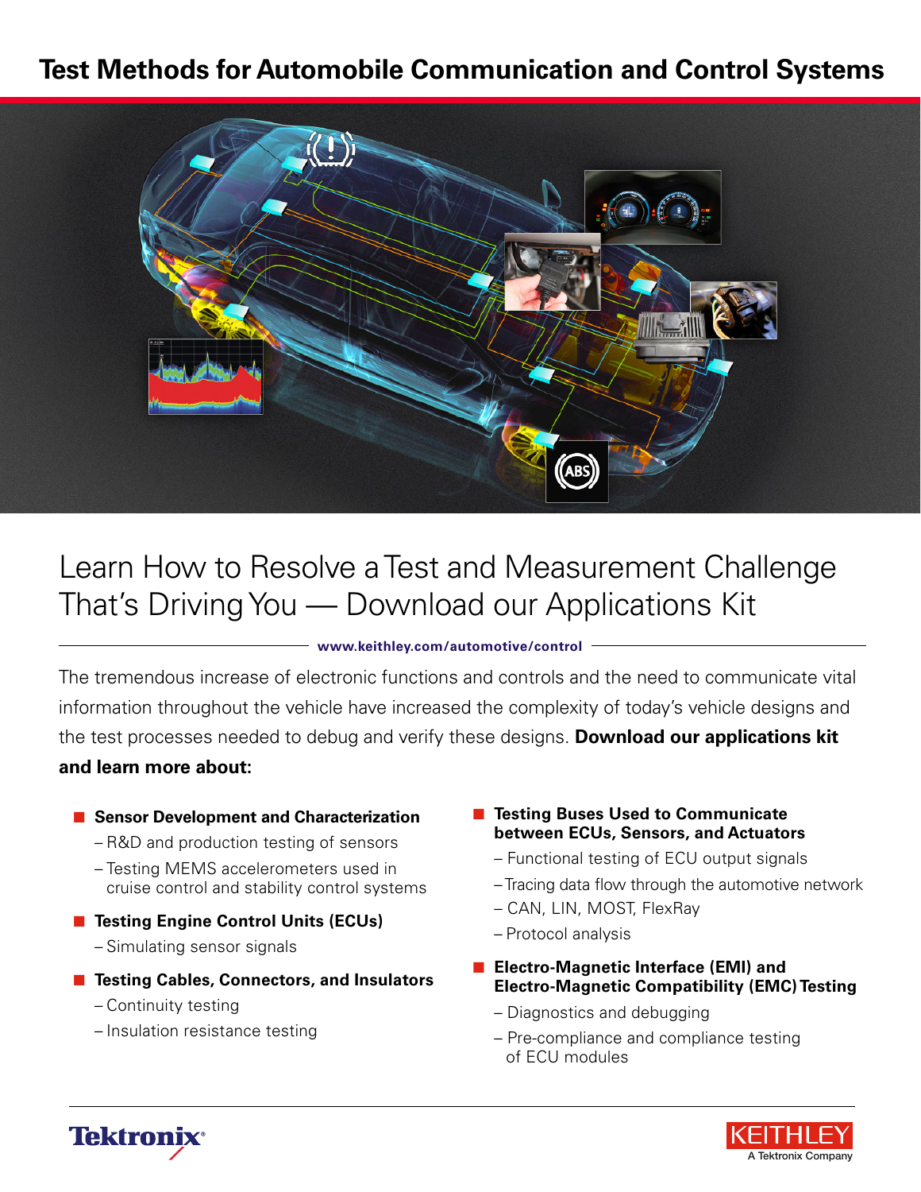# Test Methods for Automobile Communication and Control Systems

## Learn How to Resolve a Test and Measurement Challenge That's Driving You — Download our Applications Kit

**www.keithley.com/automotive/control**

The tremendous increase of electronic functions and controls and the need to communicate vital information throughout the vehicle have increased the complexity of today's vehicle designs and the test processes needed to debug and verify these designs. **Download our applications kit and learn more about:**

- **Sensor Development and Characterization**
  - R&D and production testing of sensors
  - Testing MEMS accelerometers used in cruise control and stability control systems
- **Testing Engine Control Units (ECUs)**
  - Simulating sensor signals
- **Testing Cables, Connectors, and Insulators**
  - Continuity testing
  - Insulation resistance testing
- **Testing Buses Used to Communicate between ECUs, Sensors, and Actuators**
  - Functional testing of ECU output signals
  - Tracing data flow through the automotive network
  - CAN, LIN, MOST, FlexRay
  - Protocol analysis
- **Electro-Magnetic Interface (EMI) and Electro-Magnetic Compatibility (EMC) Testing**
  - Diagnostics and debugging
  - Pre-compliance and compliance testing of ECU modules

Tektronix®

KEITHLEY
A Tektronix Company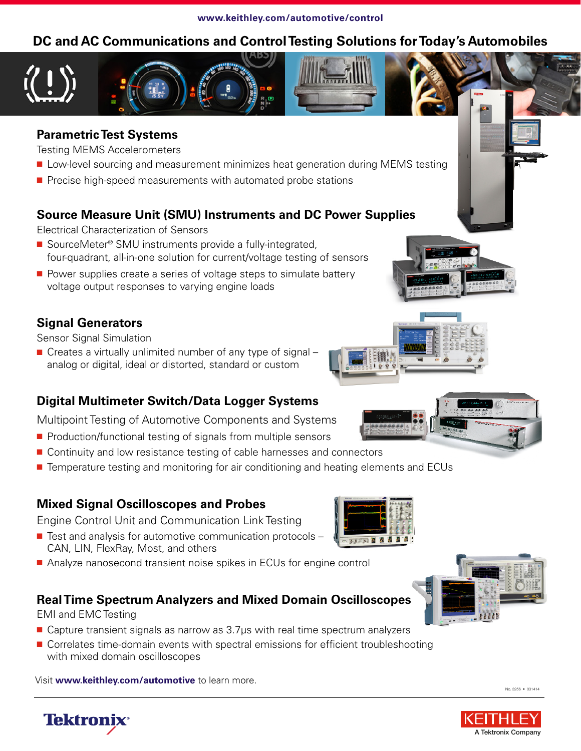www.keithley.com/automotive/control

# DC and AC Communications and Control Testing Solutions for Today's Automobiles

## Parametric Test Systems

Testing MEMS Accelerometers

- Low-level sourcing and measurement minimizes heat generation during MEMS testing
- Precise high-speed measurements with automated probe stations

## Source Measure Unit (SMU) Instruments and DC Power Supplies

Electrical Characterization of Sensors

- SourceMeter® SMU instruments provide a fully-integrated, four-quadrant, all-in-one solution for current/voltage testing of sensors
- Power supplies create a series of voltage steps to simulate battery voltage output responses to varying engine loads

## Signal Generators

Sensor Signal Simulation

- Creates a virtually unlimited number of any type of signal – analog or digital, ideal or distorted, standard or custom

## Digital Multimeter Switch/Data Logger Systems

Multipoint Testing of Automotive Components and Systems

- Production/functional testing of signals from multiple sensors
- Continuity and low resistance testing of cable harnesses and connectors
- Temperature testing and monitoring for air conditioning and heating elements and ECUs

## Mixed Signal Oscilloscopes and Probes

Engine Control Unit and Communication Link Testing

- Test and analysis for automotive communication protocols – CAN, LIN, FlexRay, Most, and others
- Analyze nanosecond transient noise spikes in ECUs for engine control

## Real Time Spectrum Analyzers and Mixed Domain Oscilloscopes

EMI and EMC Testing

- Capture transient signals as narrow as 3.7µs with real time spectrum analyzers
- Correlates time-domain events with spectral emissions for efficient troubleshooting with mixed domain oscilloscopes

Visit **www.keithley.com/automotive** to learn more.

No. 3256 • 031414

Tektronix®

KEITHLEY
A Tektronix Company